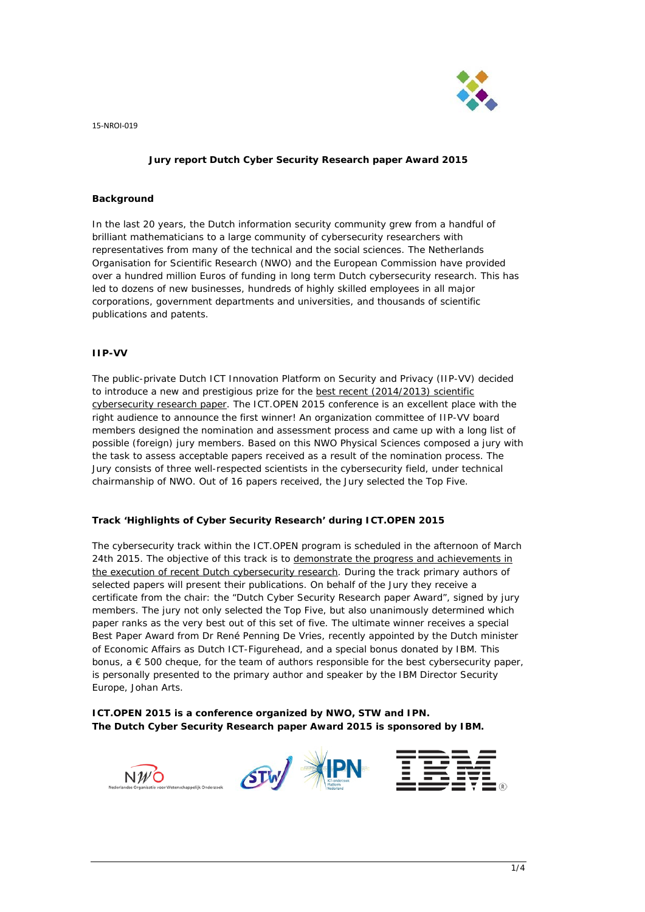15-NROI-019

# Jury report Dutch Cyber Security Research paper Award 2015

## Background

In the last 20 years, the Dutch information security community grew from a handful of brilliant mathematicians to a large community of cybersecurity researchers with representatives from many of the technical and the social sciences. The Netherlands Organisation for Scientific Research (NWO) and the European Commission have provided over a hundred million Euros of funding in long term Dutch cybersecurity research. This has led to dozens of new businesses, hundreds of highly skilled employees in all major corporations, government departments and universities, and thousands of scientific publications and patents.

## IIP-VV

The public-private Dutch ICT Innovation Platform on Security and Privacy (IIP-VV) decided to introduce a new and prestigious prize for the best recent (2014/2013) scientific cybersecurity research paper. The ICT.OPEN 2015 conference is an excellent place with the right audience to announce the first winner! An organization committee of IIP-VV board members designed the nomination and assessment process and came up with a long list of possible (foreign) jury members. Based on this NWO Physical Sciences composed a jury with the task to assess acceptable papers received as a result of the nomination process. The Jury consists of three well-respected scientists in the cybersecurity field, under technical chairmanship of NWO. Out of 16 papers received, the Jury selected the Top Five.

## Track 'Highlights of Cyber Security Research' during ICT.OPEN 2015

The cybersecurity track within the ICT.OPEN program is scheduled in the afternoon of March 24th 2015. The objective of this track is to demonstrate the progress and achievements in the execution of recent Dutch cybersecurity research. During the track primary authors of selected papers will present their publications. On behalf of the Jury they receive a certificate from the chair: the "Dutch Cyber Security Research paper Award", signed by jury members. The jury not only selected the Top Five, but also unanimously determined which paper ranks as the very best out of this set of five. The ultimate winner receives a special Best Paper Award from Dr René Penning De Vries, recently appointed by the Dutch minister of Economic Affairs as Dutch ICT-Figurehead, and a special bonus donated by IBM. This bonus, a € 500 cheque, for the team of authors responsible for the best cybersecurity paper, is personally presented to the primary author and speaker by the IBM Director Security Europe, Johan Arts.

**ICT.OPEN 2015 is a conference organized by NWO, STW and IPN.**
**The Dutch Cyber Security Research paper Award 2015 is sponsored by IBM.**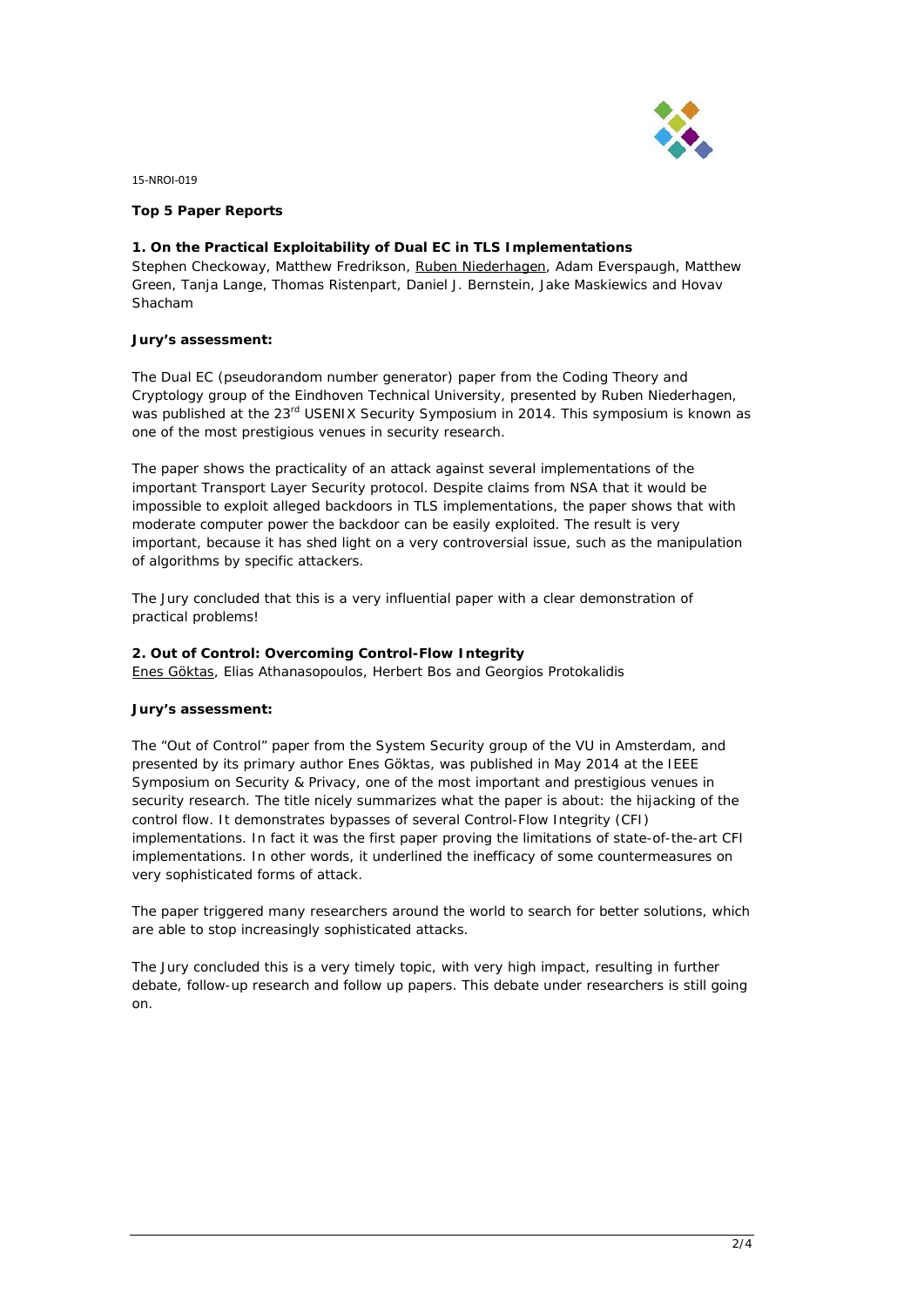15-NROI-019

**Top 5 Paper Reports**

**1. On the Practical Exploitability of Dual EC in TLS Implementations**

Stephen Checkoway, Matthew Fredrikson, Ruben Niederhagen, Adam Everspaugh, Matthew Green, Tanja Lange, Thomas Ristenpart, Daniel J. Bernstein, Jake Maskiewics and Hovav Shacham

**Jury's assessment:**

The Dual EC (pseudorandom number generator) paper from the Coding Theory and Cryptology group of the Eindhoven Technical University, presented by Ruben Niederhagen, was published at the 23rd USENIX Security Symposium in 2014. This symposium is known as one of the most prestigious venues in security research.

The paper shows the practicality of an attack against several implementations of the important Transport Layer Security protocol. Despite claims from NSA that it would be impossible to exploit alleged backdoors in TLS implementations, the paper shows that with moderate computer power the backdoor can be easily exploited. The result is very important, because it has shed light on a very controversial issue, such as the manipulation of algorithms by specific attackers.

The Jury concluded that this is a very influential paper with a clear demonstration of practical problems!

**2. Out of Control: Overcoming Control-Flow Integrity**

Enes Göktas, Elias Athanasopoulos, Herbert Bos and Georgios Protokalidis

**Jury's assessment:**

The "Out of Control" paper from the System Security group of the VU in Amsterdam, and presented by its primary author Enes Göktas, was published in May 2014 at the IEEE Symposium on Security & Privacy, one of the most important and prestigious venues in security research. The title nicely summarizes what the paper is about: the hijacking of the control flow. It demonstrates bypasses of several Control-Flow Integrity (CFI) implementations. In fact it was the first paper proving the limitations of state-of-the-art CFI implementations. In other words, it underlined the inefficacy of some countermeasures on very sophisticated forms of attack.

The paper triggered many researchers around the world to search for better solutions, which are able to stop increasingly sophisticated attacks.

The Jury concluded this is a very timely topic, with very high impact, resulting in further debate, follow-up research and follow up papers. This debate under researchers is still going on.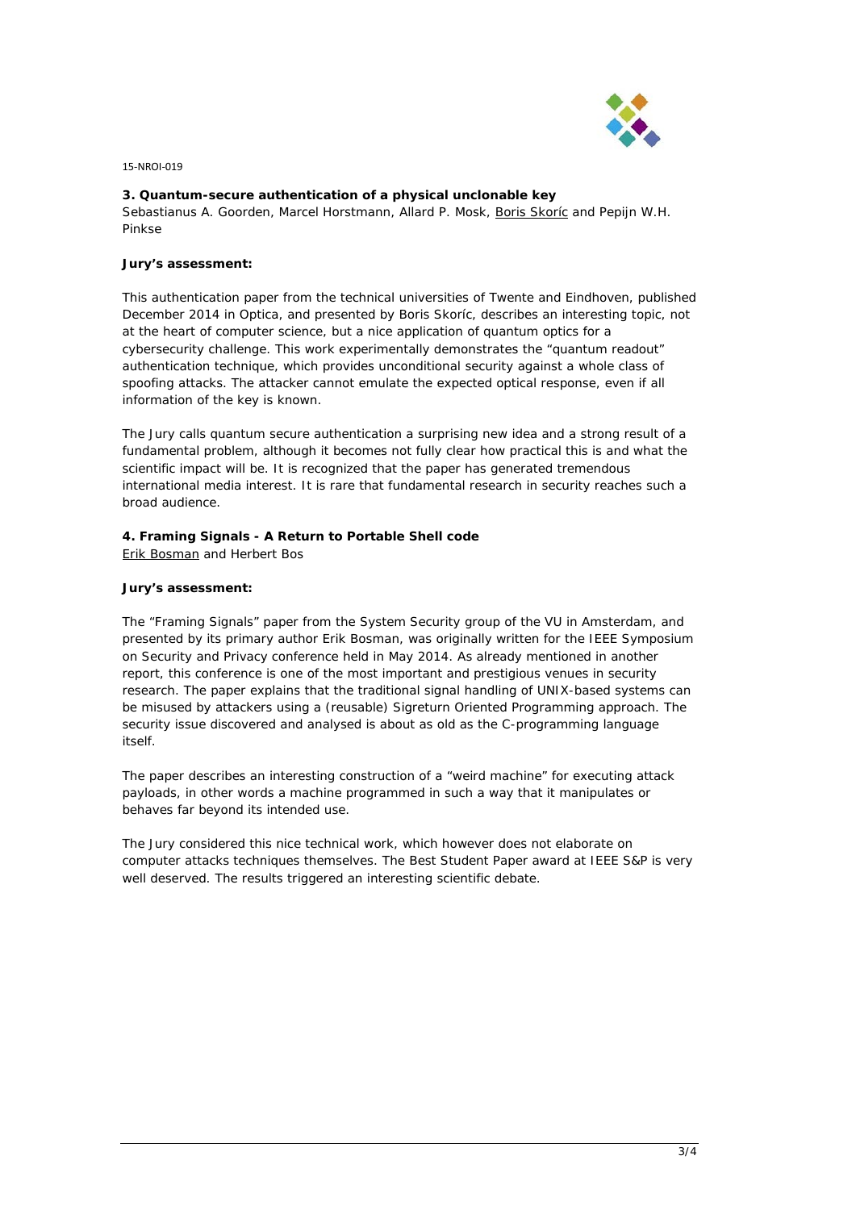15-NROI-019

**3. Quantum-secure authentication of a physical unclonable key**

Sebastianus A. Goorden, Marcel Horstmann, Allard P. Mosk, Boris Skorić and Pepijn W.H. Pinkse

**Jury's assessment:**

This authentication paper from the technical universities of Twente and Eindhoven, published December 2014 in Optica, and presented by Boris Skorić, describes an interesting topic, not at the heart of computer science, but a nice application of quantum optics for a cybersecurity challenge. This work experimentally demonstrates the "quantum readout" authentication technique, which provides unconditional security against a whole class of spoofing attacks. The attacker cannot emulate the expected optical response, even if all information of the key is known.

The Jury calls quantum secure authentication a surprising new idea and a strong result of a fundamental problem, although it becomes not fully clear how practical this is and what the scientific impact will be. It is recognized that the paper has generated tremendous international media interest. It is rare that fundamental research in security reaches such a broad audience.

**4. Framing Signals - A Return to Portable Shell code**

Erik Bosman and Herbert Bos

**Jury's assessment:**

The "Framing Signals" paper from the System Security group of the VU in Amsterdam, and presented by its primary author Erik Bosman, was originally written for the IEEE Symposium on Security and Privacy conference held in May 2014. As already mentioned in another report, this conference is one of the most important and prestigious venues in security research. The paper explains that the traditional signal handling of UNIX-based systems can be misused by attackers using a (reusable) Sigreturn Oriented Programming approach. The security issue discovered and analysed is about as old as the C-programming language itself.

The paper describes an interesting construction of a "weird machine" for executing attack payloads, in other words a machine programmed in such a way that it manipulates or behaves far beyond its intended use.

The Jury considered this nice technical work, which however does not elaborate on computer attacks techniques themselves. The Best Student Paper award at IEEE S&P is very well deserved. The results triggered an interesting scientific debate.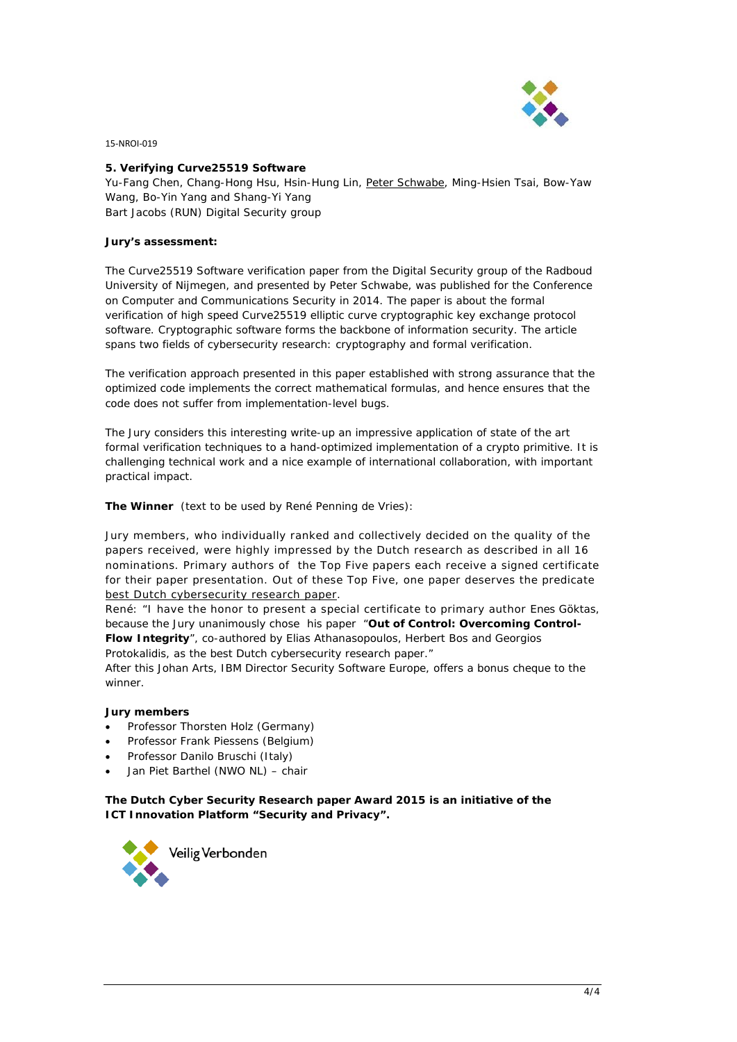15-NROI-019

**5. Verifying Curve25519 Software**

Yu-Fang Chen, Chang-Hong Hsu, Hsin-Hung Lin, Peter Schwabe, Ming-Hsien Tsai, Bow-Yaw Wang, Bo-Yin Yang and Shang-Yi Yang
Bart Jacobs (RUN) Digital Security group

**Jury's assessment:**

The Curve25519 Software verification paper from the Digital Security group of the Radboud University of Nijmegen, and presented by Peter Schwabe, was published for the Conference on Computer and Communications Security in 2014. The paper is about the formal verification of high speed Curve25519 elliptic curve cryptographic key exchange protocol software. Cryptographic software forms the backbone of information security. The article spans two fields of cybersecurity research: cryptography and formal verification.

The verification approach presented in this paper established with strong assurance that the optimized code implements the correct mathematical formulas, and hence ensures that the code does not suffer from implementation-level bugs.

The Jury considers this interesting write-up an impressive application of state of the art formal verification techniques to a hand-optimized implementation of a crypto primitive. It is challenging technical work and a nice example of international collaboration, with important practical impact.

**The Winner** (text to be used by René Penning de Vries):

Jury members, who individually ranked and collectively decided on the quality of the papers received, were highly impressed by the Dutch research as described in all 16 nominations. Primary authors of the Top Five papers each receive a signed certificate for their paper presentation. Out of these Top Five, one paper deserves the predicate best Dutch cybersecurity research paper.
René: "I have the honor to present a special certificate to primary author Enes Göktas, because the Jury unanimously chose his paper "**Out of Control: Overcoming Control-Flow Integrity**", co-authored by Elias Athanasopoulos, Herbert Bos and Georgios Protokalidis, as the best Dutch cybersecurity research paper."
After this Johan Arts, IBM Director Security Software Europe, offers a bonus cheque to the winner.

**Jury members**

- Professor Thorsten Holz (Germany)
- Professor Frank Piessens (Belgium)
- Professor Danilo Bruschi (Italy)
- Jan Piet Barthel (NWO NL) – chair

**The Dutch Cyber Security Research paper Award 2015 is an initiative of the ICT Innovation Platform "Security and Privacy".**

Veilig Verbonden